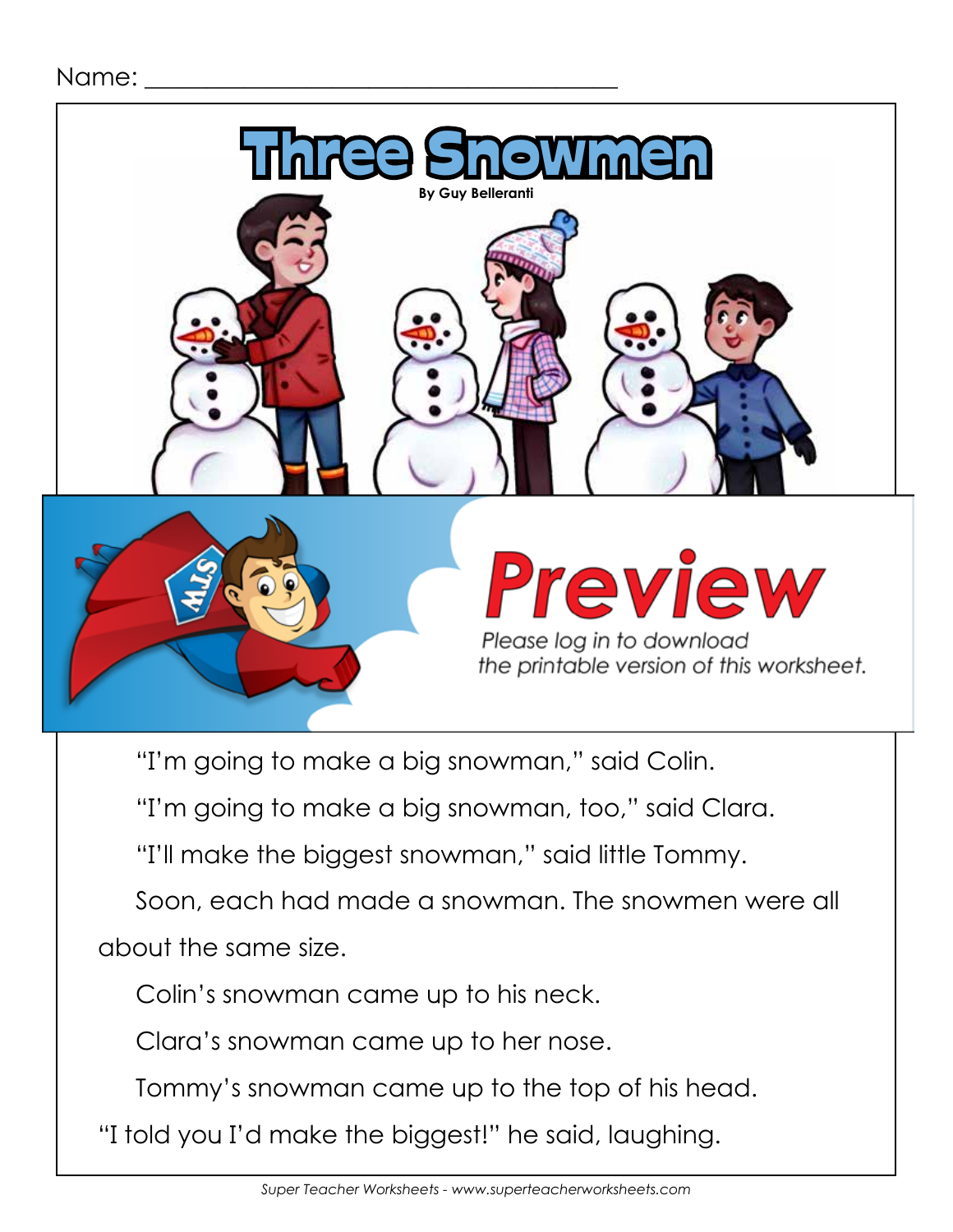Name: ______________________________________

# Three Snowmen

**By Guy Belleranti**

Preview

*Please log in to download the printable version of this worksheet.*

"I'm going to make a big snowman," said Colin.

"I'm going to make a big snowman, too," said Clara.

"I'll make the biggest snowman," said little Tommy.

Soon, each had made a snowman. The snowmen were all about the same size.

Colin's snowman came up to his neck.

Clara's snowman came up to her nose.

Tommy's snowman came up to the top of his head.

"I told you I'd make the biggest!" he said, laughing.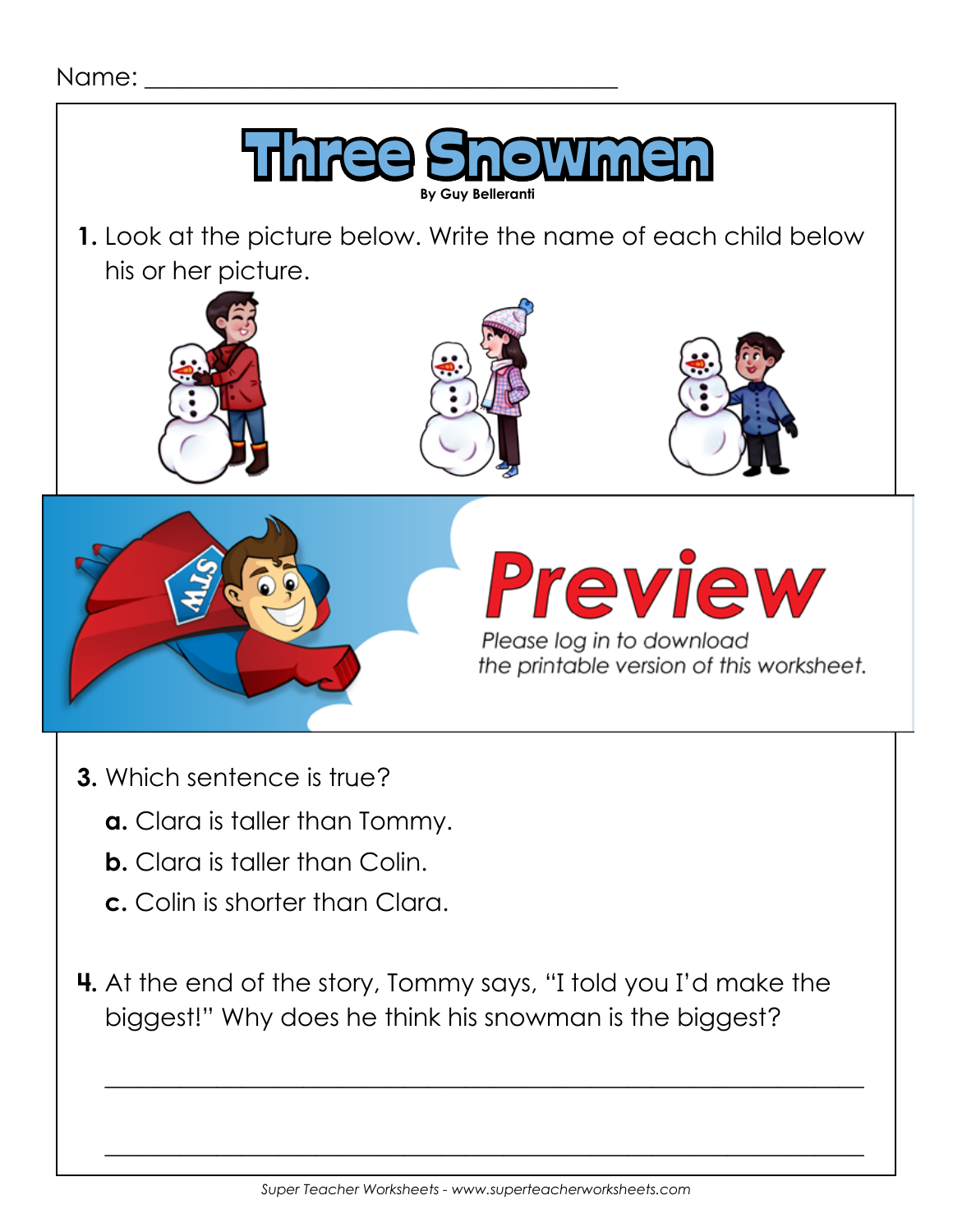Name: ______________________________________

# Three Snowmen

By Guy Belleranti

**1.** Look at the picture below. Write the name of each child below his or her picture.

**Preview**

*Please log in to download the printable version of this worksheet.*

**3.** Which sentence is true?

**a.** Clara is taller than Tommy.

**b.** Clara is taller than Colin.

**c.** Colin is shorter than Clara.

**4.** At the end of the story, Tommy says, "I told you I'd make the biggest!" Why does he think his snowman is the biggest?

_______________________________________________________________

_______________________________________________________________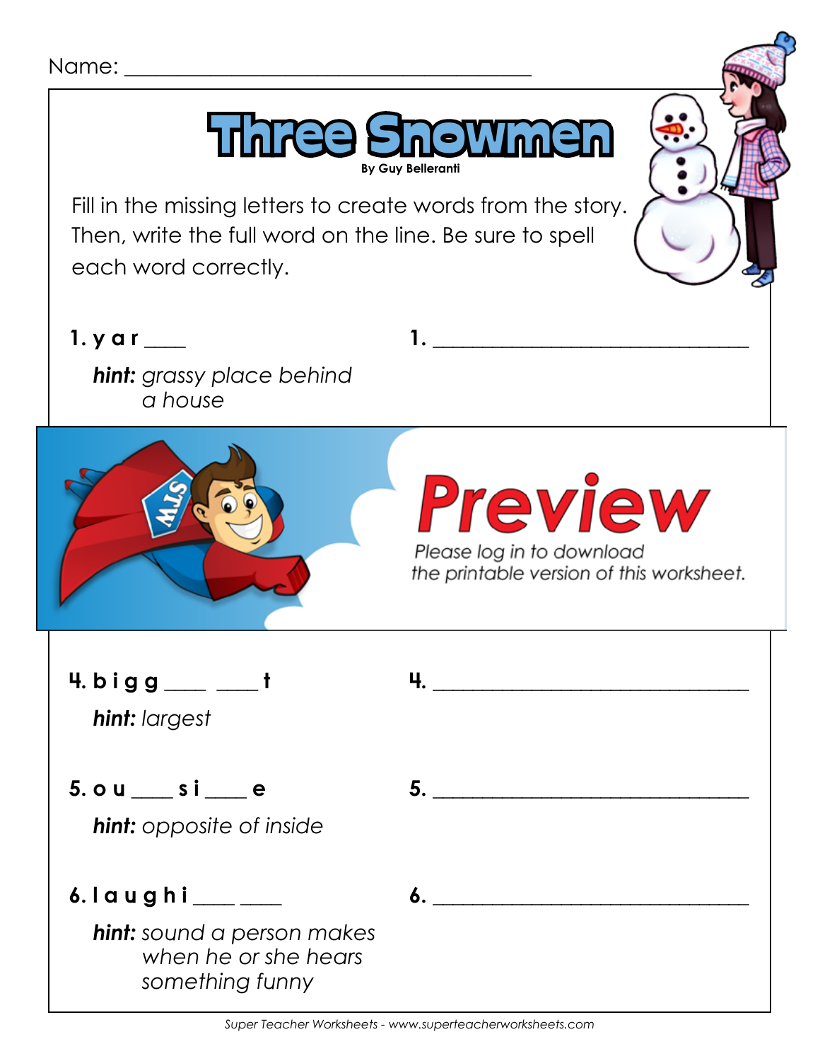Name: ___________________________________

# Three Snowmen

By Guy Belleranti

Fill in the missing letters to create words from the story. Then, write the full word on the line. Be sure to spell each word correctly.

**1. y a r ___**

***hint:*** *grassy place behind a house*

**1.** ______________________________

# Preview

Please log in to download the printable version of this worksheet.

**4. b i g g ___ ___ t**

***hint:*** *largest*

**4.** ______________________________

**5. o u ___ s i ___ e**

***hint:*** *opposite of inside*

**5.** ______________________________

**6. l a u g h i ___ ___**

***hint:*** *sound a person makes when he or she hears something funny*

**6.** ______________________________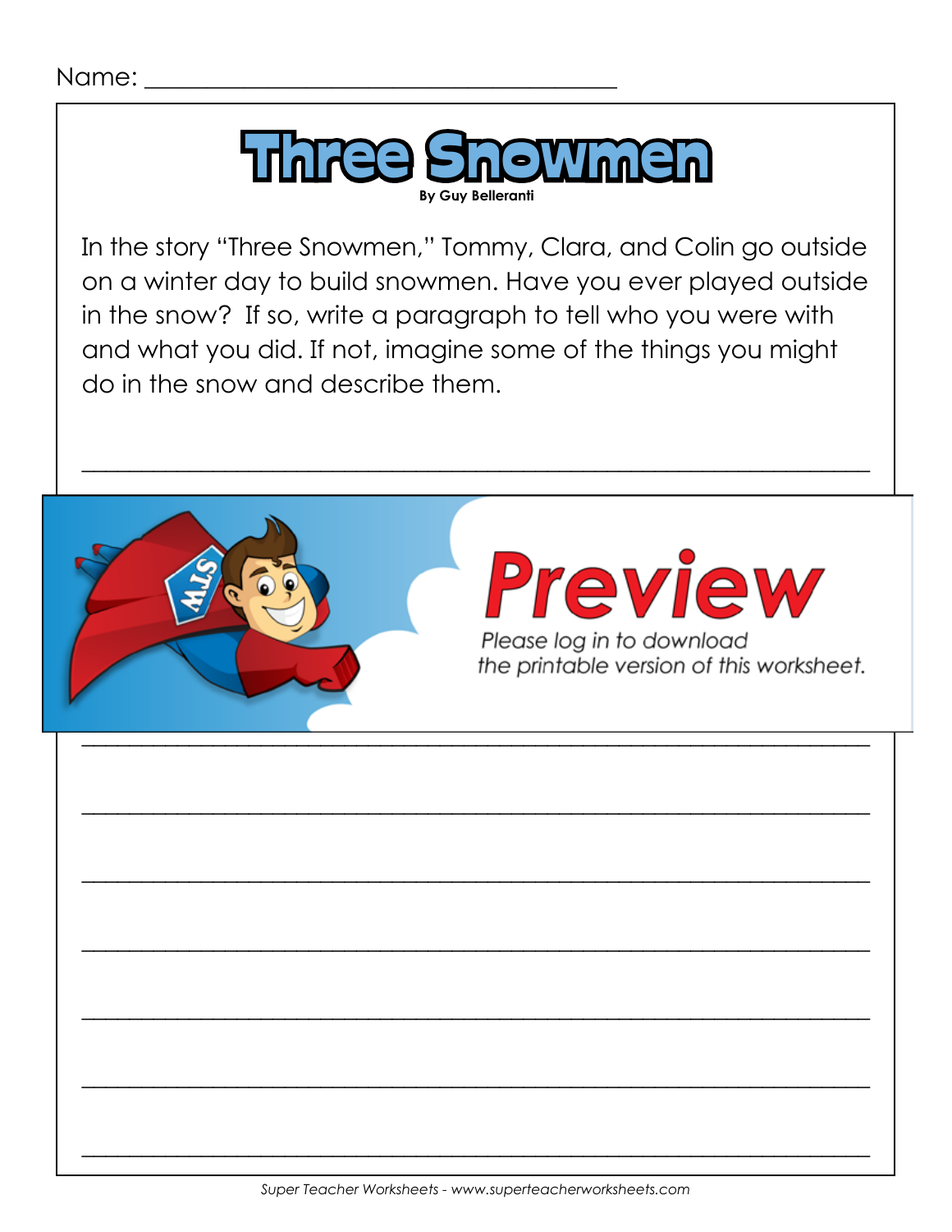Name: ______________________________________

# Three Snowmen

**By Guy Belleranti**

In the story "Three Snowmen," Tommy, Clara, and Colin go outside on a winter day to build snowmen. Have you ever played outside in the snow? If so, write a paragraph to tell who you were with and what you did. If not, imagine some of the things you might do in the snow and describe them.

_______________________________________________________________

Preview

Please log in to download the printable version of this worksheet.

_______________________________________________________________

_______________________________________________________________

_______________________________________________________________

_______________________________________________________________

_______________________________________________________________

_______________________________________________________________

_______________________________________________________________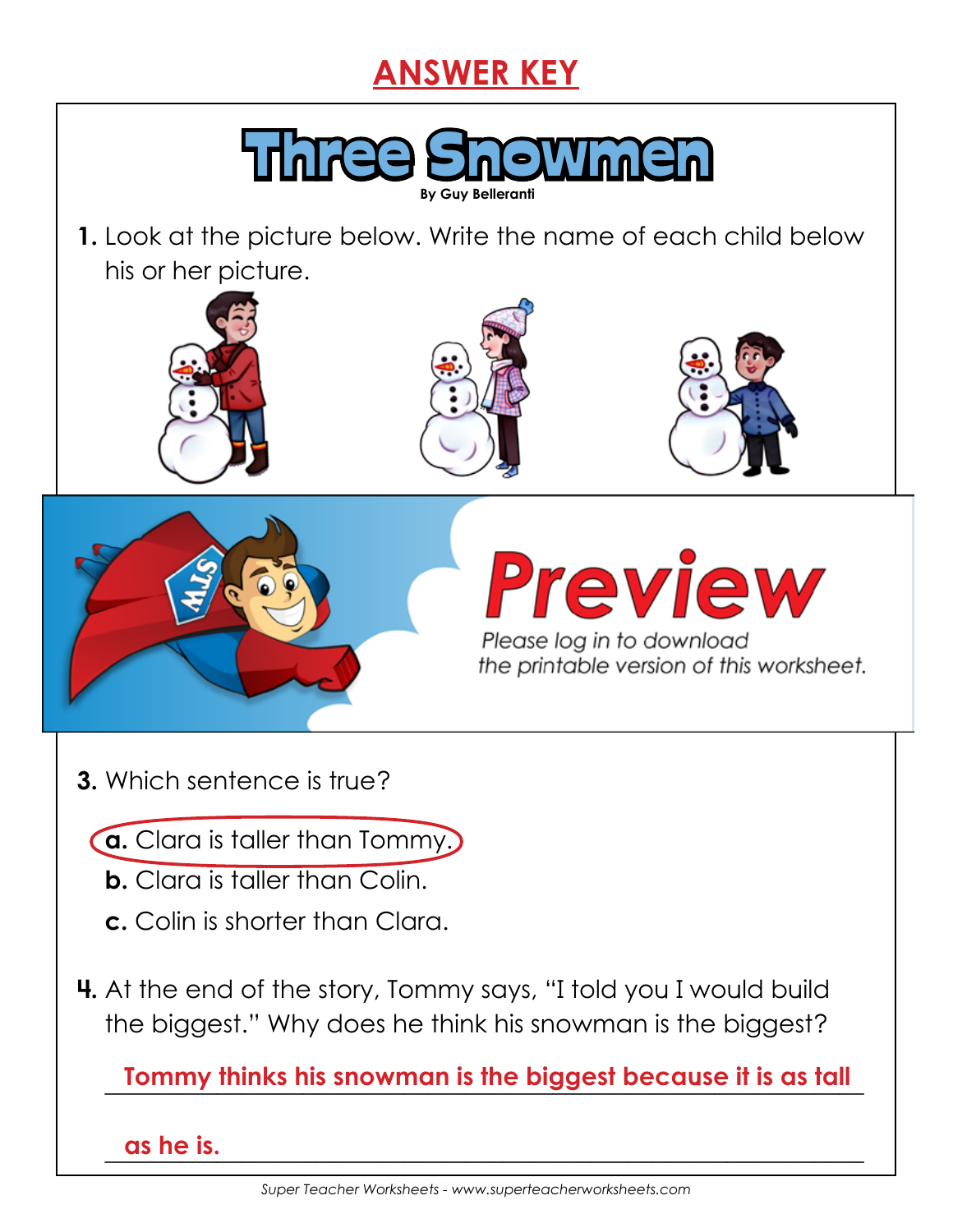# ANSWER KEY

## Three Snowmen

By Guy Belleranti

**1.** Look at the picture below. Write the name of each child below his or her picture.

**Preview**

*Please log in to download the printable version of this worksheet.*

**3.** Which sentence is true?

**a.** Clara is taller than Tommy. (circled)

**b.** Clara is taller than Colin.

**c.** Colin is shorter than Clara.

**4.** At the end of the story, Tommy says, "I told you I would build the biggest." Why does he think his snowman is the biggest?

**Tommy thinks his snowman is the biggest because it is as tall as he is.**

*Super Teacher Worksheets - www.superteacherworksheets.com*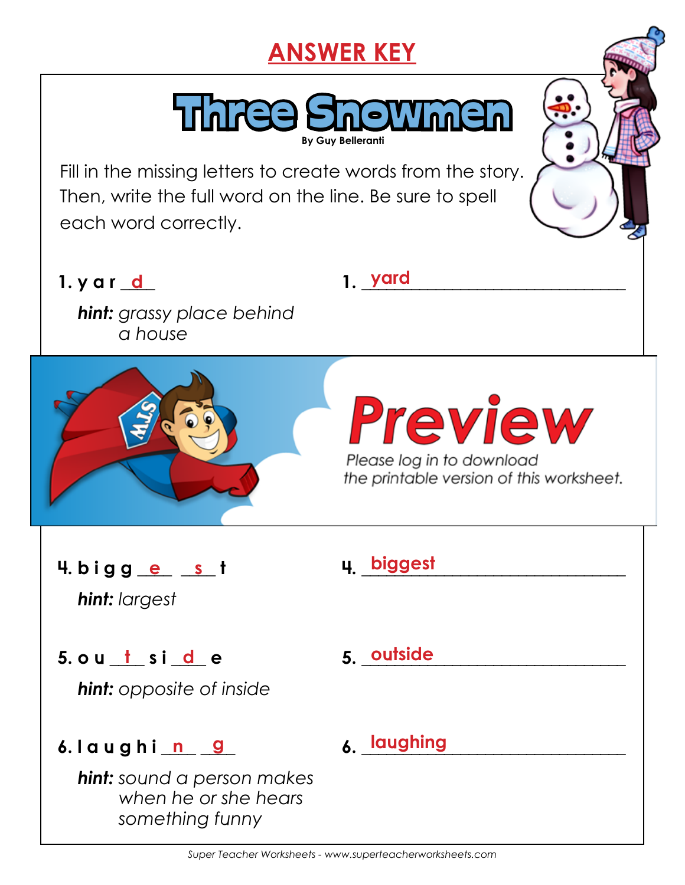# ANSWER KEY

## Three Snowmen

By Guy Belleranti

Fill in the missing letters to create words from the story. Then, write the full word on the line. Be sure to spell each word correctly.

1. y a r _d_

   ***hint:*** *grassy place behind a house*

1. yard

**Preview**

Please log in to download the printable version of this worksheet.

4. b i g g _e_ _s_ t

   ***hint:*** *largest*

4. biggest

5. o u _t_ s i _d_ e

   ***hint:*** *opposite of inside*

5. outside

6. l a u g h i _n_ _g_

   ***hint:*** *sound a person makes when he or she hears something funny*

6. laughing

Super Teacher Worksheets - www.superteacherworksheets.com